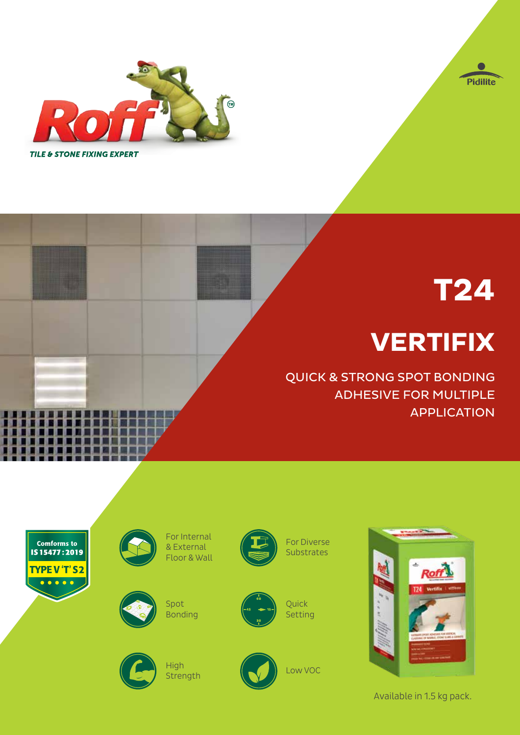Roff

TILE & STONE FIXING EXPERT

Pidilite

# T24

# VERTIFIX

QUICK & STRONG SPOT BONDING ADHESIVE FOR MULTIPLE APPLICATION

Comforms to IS 15477 : 2019

TYPE V 'T' S2

- For Internal & External Floor & Wall
- For Diverse Substrates
- Spot Bonding
- Quick Setting
- High Strength
- Low VOC

Available in 1.5 kg pack.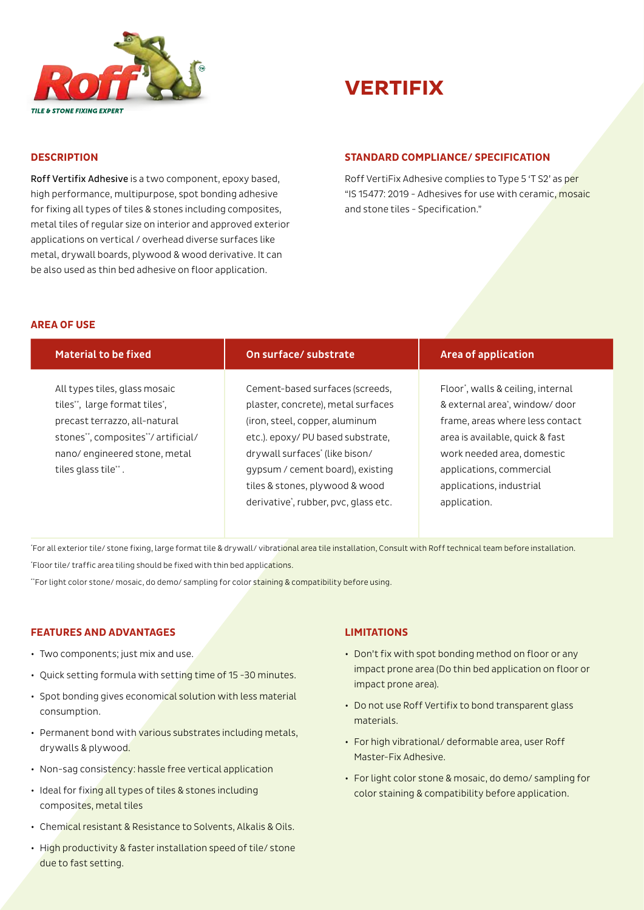# VERTIFIX

## DESCRIPTION

**Roff Vertifix Adhesive** is a two component, epoxy based, high performance, multipurpose, spot bonding adhesive for fixing all types of tiles & stones including composites, metal tiles of regular size on interior and approved exterior applications on vertical / overhead diverse surfaces like metal, drywall boards, plywood & wood derivative. It can be also used as thin bed adhesive on floor application.

## STANDARD COMPLIANCE/ SPECIFICATION

Roff VertiFix Adhesive complies to Type 5 'T S2' as per "IS 15477: 2019 - Adhesives for use with ceramic, mosaic and stone tiles - Specification."

## AREA OF USE

| Material to be fixed | On surface/ substrate | Area of application |
|---|---|---|
| All types tiles, glass mosaic tiles**, large format tiles*, precast terrazzo, all-natural stones**, composites**/ artificial/ nano/ engineered stone, metal tiles glass tile** . | Cement-based surfaces (screeds, plaster, concrete), metal surfaces (iron, steel, copper, aluminum etc.). epoxy/ PU based substrate, drywall surfaces* (like bison/ gypsum / cement board), existing tiles & stones, plywood & wood derivative*, rubber, pvc, glass etc. | Floor*, walls & ceiling, internal & external area*, window/ door frame, areas where less contact area is available, quick & fast work needed area, domestic applications, commercial applications, industrial application. |

*For all exterior tile/ stone fixing, large format tile & drywall/ vibrational area tile installation, Consult with Roff technical team before installation.

*Floor tile/ traffic area tiling should be fixed with thin bed applications.

**For light color stone/ mosaic, do demo/ sampling for color staining & compatibility before using.

## FEATURES AND ADVANTAGES

- Two components; just mix and use.
- Quick setting formula with setting time of 15 -30 minutes.
- Spot bonding gives economical solution with less material consumption.
- Permanent bond with various substrates including metals, drywalls & plywood.
- Non-sag consistency: hassle free vertical application
- Ideal for fixing all types of tiles & stones including composites, metal tiles
- Chemical resistant & Resistance to Solvents, Alkalis & Oils.
- High productivity & faster installation speed of tile/ stone due to fast setting.

## LIMITATIONS

- Don't fix with spot bonding method on floor or any impact prone area (Do thin bed application on floor or impact prone area).
- Do not use Roff Vertifix to bond transparent glass materials.
- For high vibrational/ deformable area, user Roff Master-Fix Adhesive.
- For light color stone & mosaic, do demo/ sampling for color staining & compatibility before application.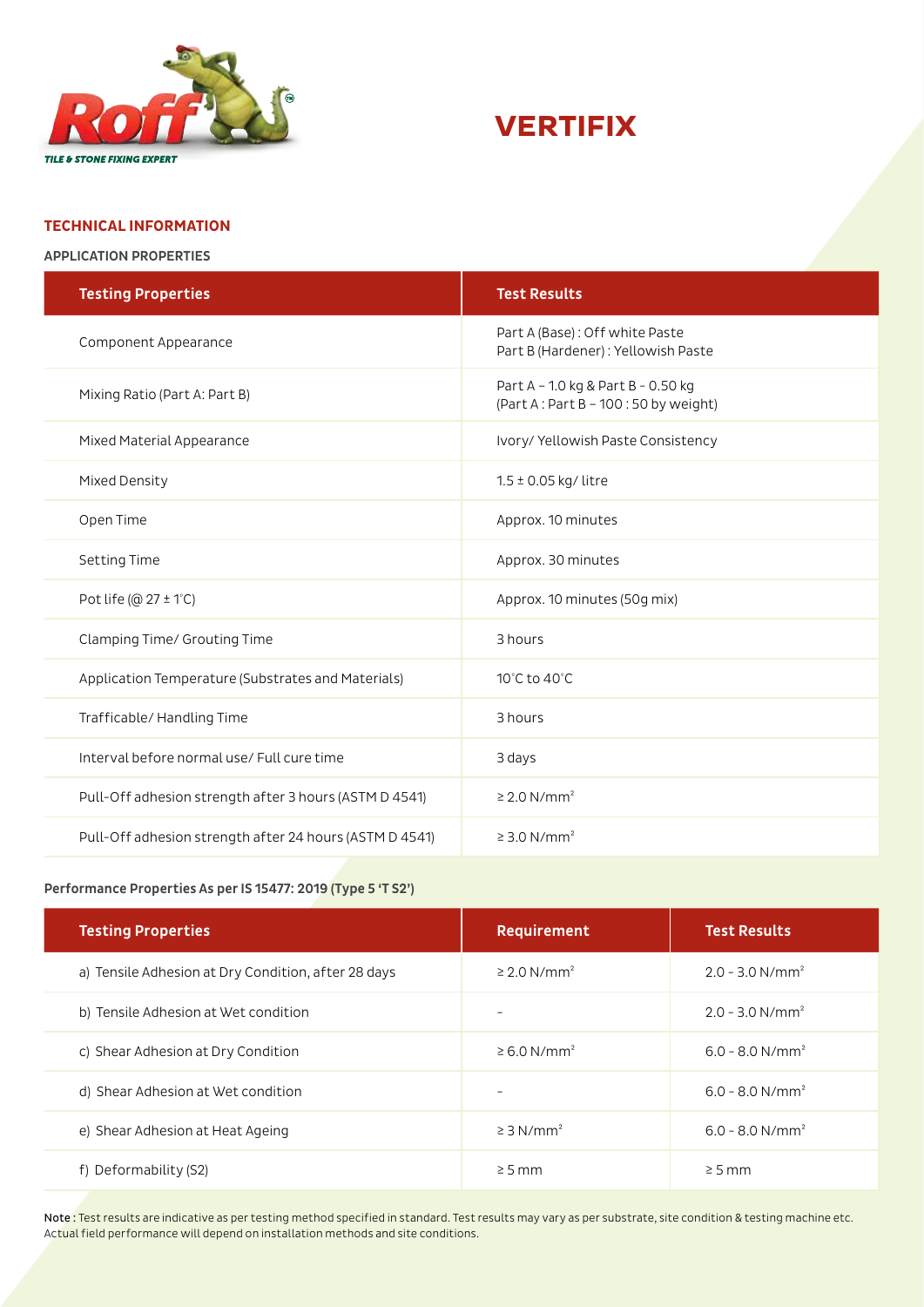Roff

TILE & STONE FIXING EXPERT

# VERTIFIX

## TECHNICAL INFORMATION

### APPLICATION PROPERTIES

| Testing Properties | Test Results |
|---|---|
| Component Appearance | Part A (Base) : Off white Paste<br>Part B (Hardener) : Yellowish Paste |
| Mixing Ratio (Part A: Part B) | Part A – 1.0 kg & Part B - 0.50 kg<br>(Part A : Part B – 100 : 50 by weight) |
| Mixed Material Appearance | Ivory/ Yellowish Paste Consistency |
| Mixed Density | 1.5 ± 0.05 kg/ litre |
| Open Time | Approx. 10 minutes |
| Setting Time | Approx. 30 minutes |
| Pot life (@ 27 ± 1°C) | Approx. 10 minutes (50g mix) |
| Clamping Time/ Grouting Time | 3 hours |
| Application Temperature (Substrates and Materials) | 10°C to 40°C |
| Trafficable/ Handling Time | 3 hours |
| Interval before normal use/ Full cure time | 3 days |
| Pull-Off adhesion strength after 3 hours (ASTM D 4541) | ≥ 2.0 N/mm² |
| Pull-Off adhesion strength after 24 hours (ASTM D 4541) | ≥ 3.0 N/mm² |

**Performance Properties As per IS 15477: 2019 (Type 5 'T S2')**

| Testing Properties | Requirement | Test Results |
|---|---|---|
| a) Tensile Adhesion at Dry Condition, after 28 days | ≥ 2.0 N/mm² | 2.0 - 3.0 N/mm² |
| b) Tensile Adhesion at Wet condition | - | 2.0 - 3.0 N/mm² |
| c) Shear Adhesion at Dry Condition | ≥ 6.0 N/mm² | 6.0 - 8.0 N/mm² |
| d) Shear Adhesion at Wet condition | - | 6.0 - 8.0 N/mm² |
| e) Shear Adhesion at Heat Ageing | ≥ 3 N/mm² | 6.0 - 8.0 N/mm² |
| f) Deformability (S2) | ≥ 5 mm | ≥ 5 mm |

**Note :** Test results are indicative as per testing method specified in standard. Test results may vary as per substrate, site condition & testing machine etc. Actual field performance will depend on installation methods and site conditions.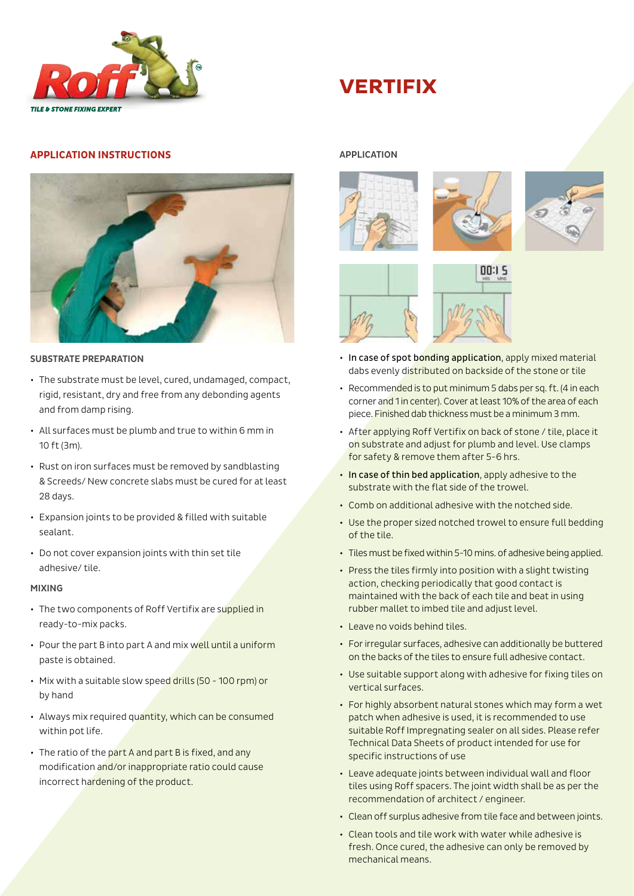Roff

TILE & STONE FIXING EXPERT

# VERTIFIX

## APPLICATION INSTRUCTIONS

### SUBSTRATE PREPARATION

- The substrate must be level, cured, undamaged, compact, rigid, resistant, dry and free from any debonding agents and from damp rising.
- All surfaces must be plumb and true to within 6 mm in 10 ft (3m).
- Rust on iron surfaces must be removed by sandblasting & Screeds/ New concrete slabs must be cured for at least 28 days.
- Expansion joints to be provided & filled with suitable sealant.
- Do not cover expansion joints with thin set tile adhesive/ tile.

### MIXING

- The two components of Roff Vertifix are supplied in ready-to-mix packs.
- Pour the part B into part A and mix well until a uniform paste is obtained.
- Mix with a suitable slow speed drills (50 - 100 rpm) or by hand
- Always mix required quantity, which can be consumed within pot life.
- The ratio of the part A and part B is fixed, and any modification and/or inappropriate ratio could cause incorrect hardening of the product.

### APPLICATION

- **In case of spot bonding application**, apply mixed material dabs evenly distributed on backside of the stone or tile
- Recommended is to put minimum 5 dabs per sq. ft. (4 in each corner and 1 in center). Cover at least 10% of the area of each piece. Finished dab thickness must be a minimum 3 mm.
- After applying Roff Vertifix on back of stone / tile, place it on substrate and adjust for plumb and level. Use clamps for safety & remove them after 5-6 hrs.
- **In case of thin bed application**, apply adhesive to the substrate with the flat side of the trowel.
- Comb on additional adhesive with the notched side.
- Use the proper sized notched trowel to ensure full bedding of the tile.
- Tiles must be fixed within 5-10 mins. of adhesive being applied.
- Press the tiles firmly into position with a slight twisting action, checking periodically that good contact is maintained with the back of each tile and beat in using rubber mallet to imbed tile and adjust level.
- Leave no voids behind tiles.
- For irregular surfaces, adhesive can additionally be buttered on the backs of the tiles to ensure full adhesive contact.
- Use suitable support along with adhesive for fixing tiles on vertical surfaces.
- For highly absorbent natural stones which may form a wet patch when adhesive is used, it is recommended to use suitable Roff Impregnating sealer on all sides. Please refer Technical Data Sheets of product intended for use for specific instructions of use
- Leave adequate joints between individual wall and floor tiles using Roff spacers. The joint width shall be as per the recommendation of architect / engineer.
- Clean off surplus adhesive from tile face and between joints.
- Clean tools and tile work with water while adhesive is fresh. Once cured, the adhesive can only be removed by mechanical means.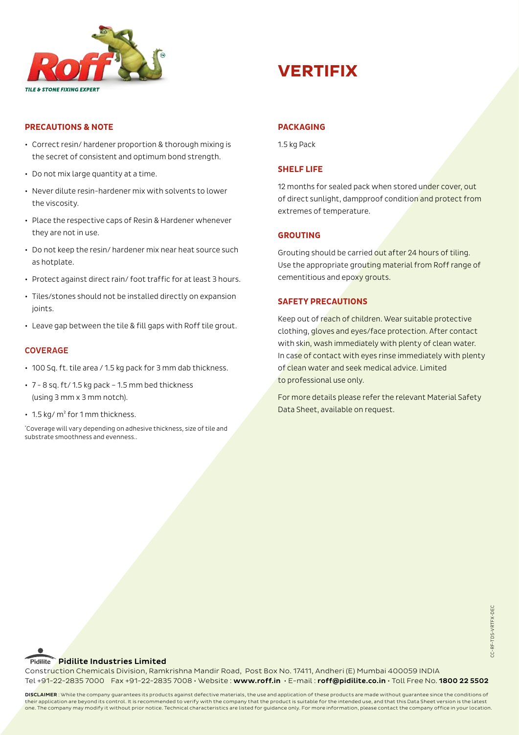Roff

TILE & STONE FIXING EXPERT

# VERTIFIX

## PRECAUTIONS & NOTE

- Correct resin/ hardener proportion & thorough mixing is the secret of consistent and optimum bond strength.
- Do not mix large quantity at a time.
- Never dilute resin-hardener mix with solvents to lower the viscosity.
- Place the respective caps of Resin & Hardener whenever they are not in use.
- Do not keep the resin/ hardener mix near heat source such as hotplate.
- Protect against direct rain/ foot traffic for at least 3 hours.
- Tiles/stones should not be installed directly on expansion joints.
- Leave gap between the tile & fill gaps with Roff tile grout.

## COVERAGE

- 100 Sq. ft. tile area / 1.5 kg pack for 3 mm dab thickness.
- 7 - 8 sq. ft/ 1.5 kg pack – 1.5 mm bed thickness (using 3 mm x 3 mm notch).
- 1.5 kg/ $m^2$ for 1 mm thickness.

*Coverage will vary depending on adhesive thickness, size of tile and substrate smoothness and evenness..

## PACKAGING

1.5 kg Pack

## SHELF LIFE

12 months for sealed pack when stored under cover, out of direct sunlight, dampproof condition and protect from extremes of temperature.

## GROUTING

Grouting should be carried out after 24 hours of tiling. Use the appropriate grouting material from Roff range of cementitious and epoxy grouts.

## SAFETY PRECAUTIONS

Keep out of reach of children. Wear suitable protective clothing, gloves and eyes/face protection. After contact with skin, wash immediately with plenty of clean water. In case of contact with eyes rinse immediately with plenty of clean water and seek medical advice. Limited to professional use only.

For more details please refer the relevant Material Safety Data Sheet, available on request.

CC-RF-TDS-VRTFX-DEC

**Pidilite Industries Limited**

Construction Chemicals Division, Ramkrishna Mandir Road, Post Box No. 17411, Andheri (E) Mumbai 400059 INDIA
Tel +91-22-2835 7000 Fax +91-22-2835 7008 • Website : **www.roff.in** • E-mail : **roff@pidilite.co.in** • Toll Free No. **1800 22 5502**

**DISCLAIMER** : While the company guarantees its products against defective materials, the use and application of these products are made without guarantee since the conditions of their application are beyond its control. It is recommended to verify with the company that the product is suitable for the intended use, and that this Data Sheet version is the latest one. The company may modify it without prior notice. Technical characteristics are listed for guidance only. For more information, please contact the company office in your location.